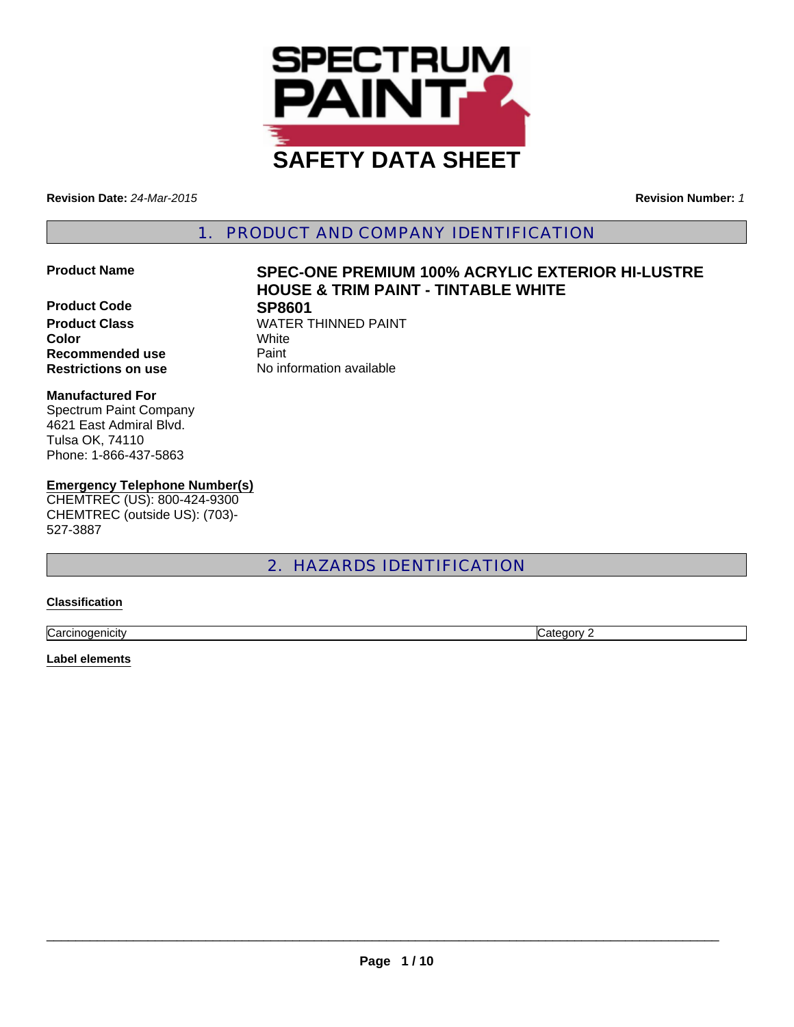# SAFETY DATA SHEET

**Revision Date:** *24-Mar-2015*

**Revision Number:** *1*

## 1. PRODUCT AND COMPANY IDENTIFICATION

| | |
|---|---|
| **Product Name** | **SPEC-ONE PREMIUM 100% ACRYLIC EXTERIOR HI-LUSTRE HOUSE & TRIM PAINT - TINTABLE WHITE** |
| **Product Code** | **SP8601** |
| **Product Class** | WATER THINNED PAINT |
| **Color** | White |
| **Recommended use** | Paint |
| **Restrictions on use** | No information available |

**Manufactured For**
Spectrum Paint Company
4621 East Admiral Blvd.
Tulsa OK, 74110
Phone: 1-866-437-5863

**Emergency Telephone Number(s)**
CHEMTREC (US): 800-424-9300
CHEMTREC (outside US): (703)-527-3887

## 2. HAZARDS IDENTIFICATION

**Classification**

| | |
|---|---|
| Carcinogenicity | Category 2 |

**Label elements**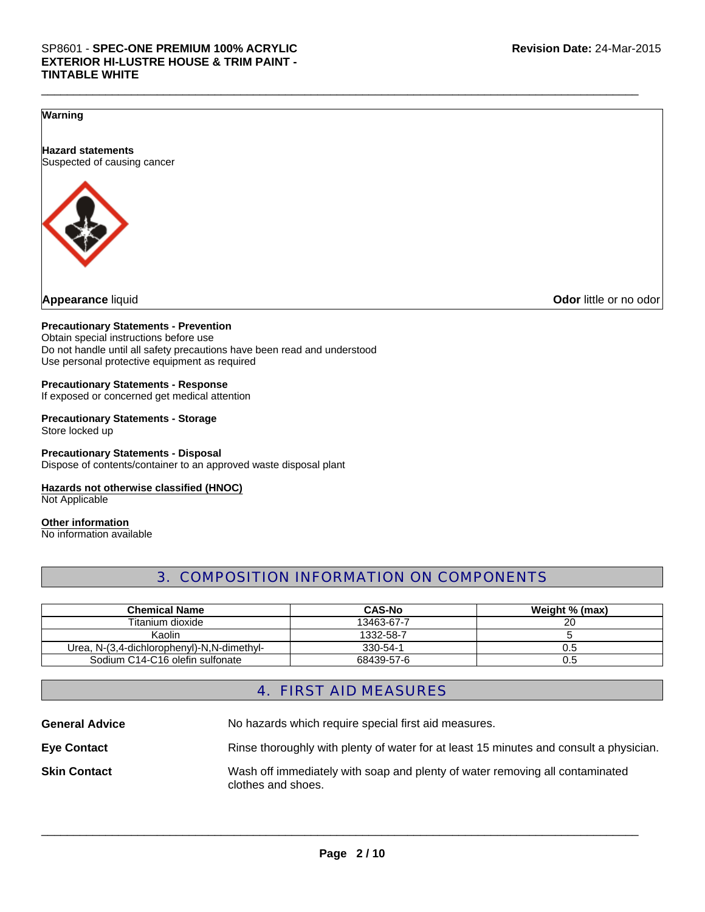**Warning**

**Hazard statements**
Suspected of causing cancer

**Appearance** liquid

**Odor** little or no odor

**Precautionary Statements - Prevention**
Obtain special instructions before use
Do not handle until all safety precautions have been read and understood
Use personal protective equipment as required

**Precautionary Statements - Response**
If exposed or concerned get medical attention

**Precautionary Statements - Storage**
Store locked up

**Precautionary Statements - Disposal**
Dispose of contents/container to an approved waste disposal plant

**Hazards not otherwise classified (HNOC)**
Not Applicable

**Other information**
No information available

## 3. COMPOSITION INFORMATION ON COMPONENTS

| Chemical Name | CAS-No | Weight % (max) |
|---|---|---|
| Titanium dioxide | 13463-67-7 | 20 |
| Kaolin | 1332-58-7 | 5 |
| Urea, N-(3,4-dichlorophenyl)-N,N-dimethyl- | 330-54-1 | 0.5 |
| Sodium C14-C16 olefin sulfonate | 68439-57-6 | 0.5 |

## 4. FIRST AID MEASURES

**General Advice** No hazards which require special first aid measures.

**Eye Contact** Rinse thoroughly with plenty of water for at least 15 minutes and consult a physician.

**Skin Contact** Wash off immediately with soap and plenty of water removing all contaminated clothes and shoes.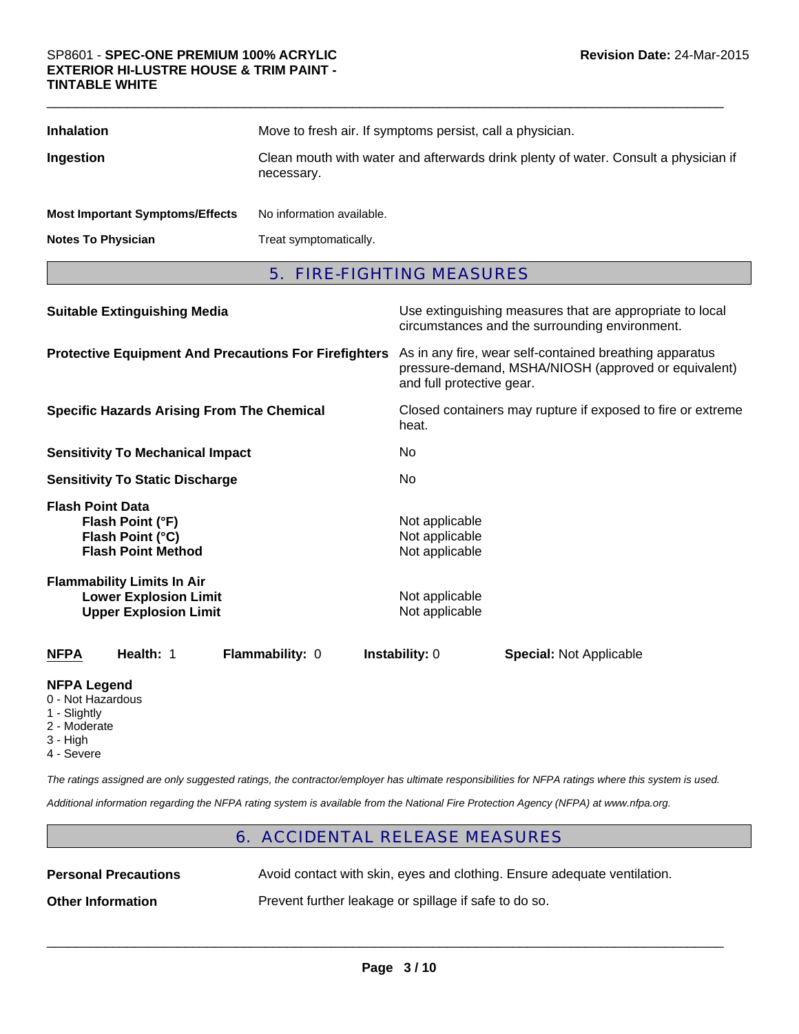**Inhalation** Move to fresh air. If symptoms persist, call a physician.

**Ingestion** Clean mouth with water and afterwards drink plenty of water. Consult a physician if necessary.

**Most Important Symptoms/Effects** No information available.

**Notes To Physician** Treat symptomatically.

## 5. FIRE-FIGHTING MEASURES

**Suitable Extinguishing Media** Use extinguishing measures that are appropriate to local circumstances and the surrounding environment.

**Protective Equipment And Precautions For Firefighters** As in any fire, wear self-contained breathing apparatus pressure-demand, MSHA/NIOSH (approved or equivalent) and full protective gear.

**Specific Hazards Arising From The Chemical** Closed containers may rupture if exposed to fire or extreme heat.

**Sensitivity To Mechanical Impact** No

**Sensitivity To Static Discharge** No

**Flash Point Data**
- **Flash Point (°F)** Not applicable
- **Flash Point (°C)** Not applicable
- **Flash Point Method** Not applicable

**Flammability Limits In Air**
- **Lower Explosion Limit** Not applicable
- **Upper Explosion Limit** Not applicable

| NFPA | Health: 1 | Flammability: 0 | Instability: 0 | Special: Not Applicable |
|---|---|---|---|---|

**NFPA Legend**
- 0 - Not Hazardous
- 1 - Slightly
- 2 - Moderate
- 3 - High
- 4 - Severe

*The ratings assigned are only suggested ratings, the contractor/employer has ultimate responsibilities for NFPA ratings where this system is used.*

*Additional information regarding the NFPA rating system is available from the National Fire Protection Agency (NFPA) at www.nfpa.org.*

## 6. ACCIDENTAL RELEASE MEASURES

**Personal Precautions** Avoid contact with skin, eyes and clothing. Ensure adequate ventilation.

**Other Information** Prevent further leakage or spillage if safe to do so.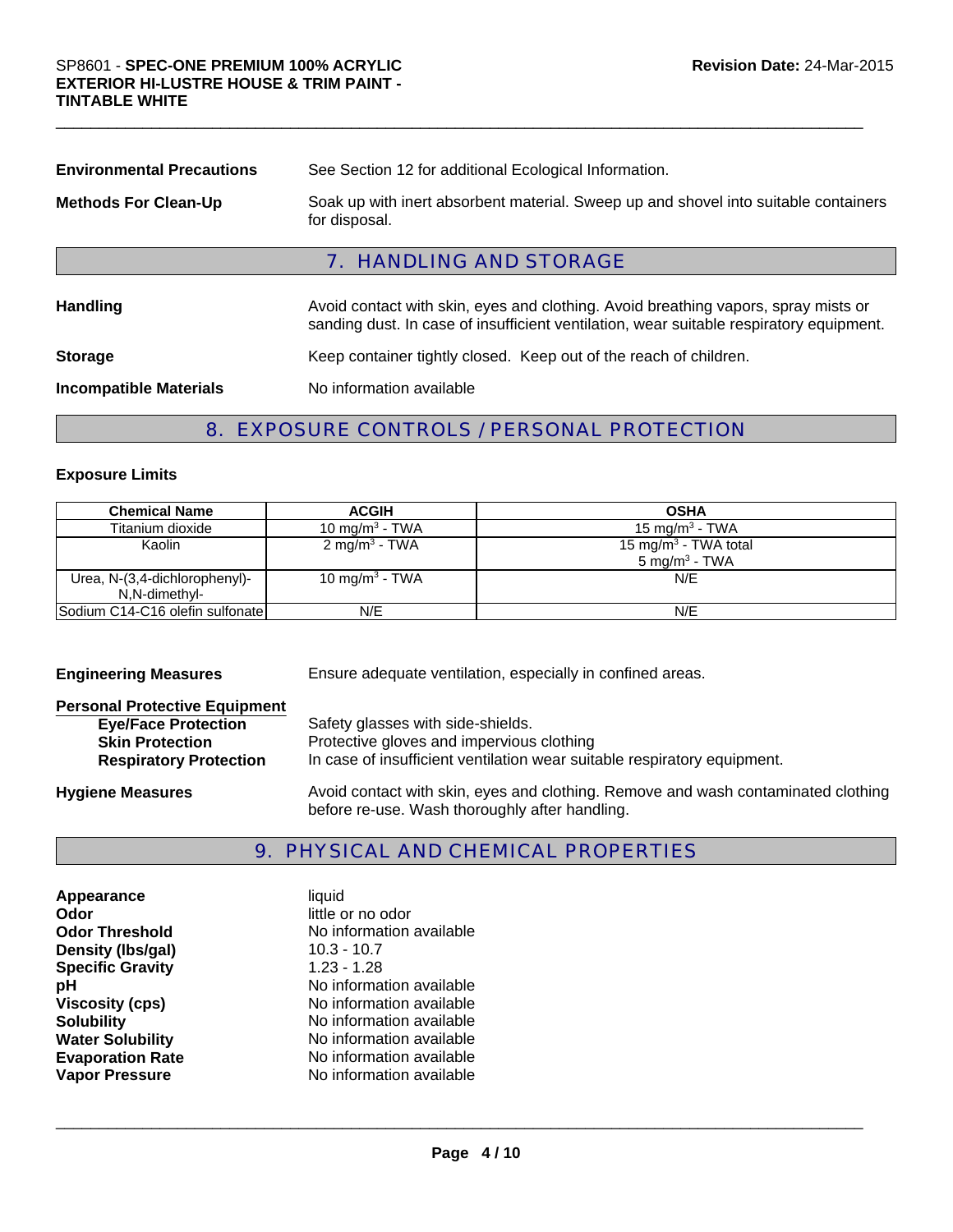| | |
|---|---|
| **Environmental Precautions** | See Section 12 for additional Ecological Information. |
| **Methods For Clean-Up** | Soak up with inert absorbent material. Sweep up and shovel into suitable containers for disposal. |

## 7. HANDLING AND STORAGE

| | |
|---|---|
| **Handling** | Avoid contact with skin, eyes and clothing. Avoid breathing vapors, spray mists or sanding dust. In case of insufficient ventilation, wear suitable respiratory equipment. |
| **Storage** | Keep container tightly closed. Keep out of the reach of children. |
| **Incompatible Materials** | No information available |

## 8. EXPOSURE CONTROLS / PERSONAL PROTECTION

**Exposure Limits**

| Chemical Name | ACGIH | OSHA |
|---|---|---|
| Titanium dioxide | 10 mg/m$^3$ - TWA | 15 mg/m$^3$ - TWA |
| Kaolin | 2 mg/m$^3$ - TWA | 15 mg/m$^3$ - TWA total<br>5 mg/m$^3$ - TWA |
| Urea, N-(3,4-dichlorophenyl)-N,N-dimethyl- | 10 mg/m$^3$ - TWA | N/E |
| Sodium C14-C16 olefin sulfonate | N/E | N/E |

| | |
|---|---|
| **Engineering Measures** | Ensure adequate ventilation, especially in confined areas. |

**Personal Protective Equipment**

| | |
|---|---|
| **Eye/Face Protection** | Safety glasses with side-shields. |
| **Skin Protection** | Protective gloves and impervious clothing |
| **Respiratory Protection** | In case of insufficient ventilation wear suitable respiratory equipment. |

| | |
|---|---|
| **Hygiene Measures** | Avoid contact with skin, eyes and clothing. Remove and wash contaminated clothing before re-use. Wash thoroughly after handling. |

## 9. PHYSICAL AND CHEMICAL PROPERTIES

| | |
|---|---|
| **Appearance** | liquid |
| **Odor** | little or no odor |
| **Odor Threshold** | No information available |
| **Density (lbs/gal)** | 10.3 - 10.7 |
| **Specific Gravity** | 1.23 - 1.28 |
| **pH** | No information available |
| **Viscosity (cps)** | No information available |
| **Solubility** | No information available |
| **Water Solubility** | No information available |
| **Evaporation Rate** | No information available |
| **Vapor Pressure** | No information available |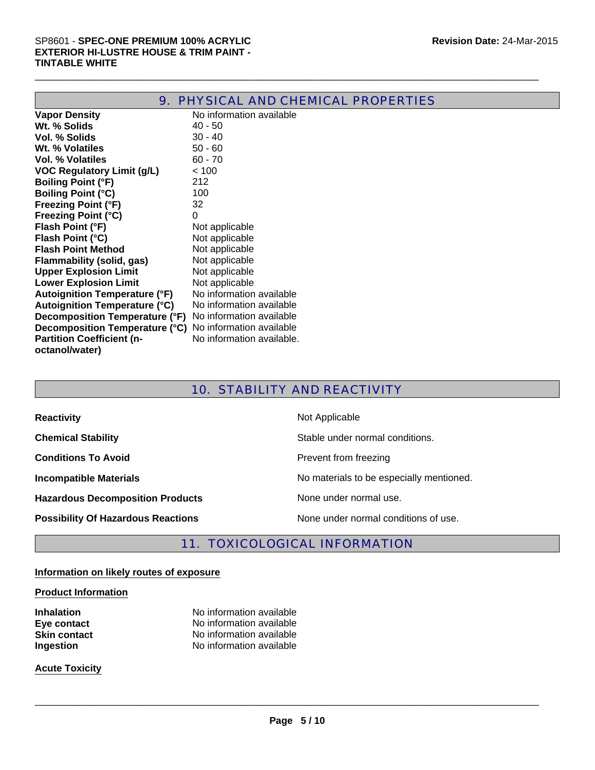## 9. PHYSICAL AND CHEMICAL PROPERTIES

| | |
|---|---|
| **Vapor Density** | No information available |
| **Wt. % Solids** | 40 - 50 |
| **Vol. % Solids** | 30 - 40 |
| **Wt. % Volatiles** | 50 - 60 |
| **Vol. % Volatiles** | 60 - 70 |
| **VOC Regulatory Limit (g/L)** | < 100 |
| **Boiling Point (°F)** | 212 |
| **Boiling Point (°C)** | 100 |
| **Freezing Point (°F)** | 32 |
| **Freezing Point (°C)** | 0 |
| **Flash Point (°F)** | Not applicable |
| **Flash Point (°C)** | Not applicable |
| **Flash Point Method** | Not applicable |
| **Flammability (solid, gas)** | Not applicable |
| **Upper Explosion Limit** | Not applicable |
| **Lower Explosion Limit** | Not applicable |
| **Autoignition Temperature (°F)** | No information available |
| **Autoignition Temperature (°C)** | No information available |
| **Decomposition Temperature (°F)** | No information available |
| **Decomposition Temperature (°C)** | No information available |
| **Partition Coefficient (n-octanol/water)** | No information available. |

## 10. STABILITY AND REACTIVITY

| | |
|---|---|
| **Reactivity** | Not Applicable |
| **Chemical Stability** | Stable under normal conditions. |
| **Conditions To Avoid** | Prevent from freezing |
| **Incompatible Materials** | No materials to be especially mentioned. |
| **Hazardous Decomposition Products** | None under normal use. |
| **Possibility Of Hazardous Reactions** | None under normal conditions of use. |

## 11. TOXICOLOGICAL INFORMATION

**Information on likely routes of exposure**

**Product Information**

| | |
|---|---|
| **Inhalation** | No information available |
| **Eye contact** | No information available |
| **Skin contact** | No information available |
| **Ingestion** | No information available |

**Acute Toxicity**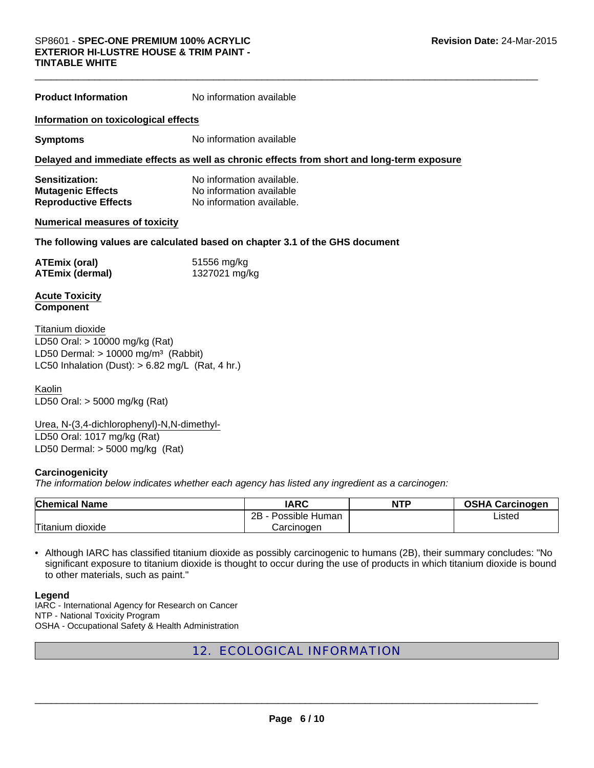**Product Information** No information available

**Information on toxicological effects**

**Symptoms** No information available

**Delayed and immediate effects as well as chronic effects from short and long-term exposure**

**Sensitization:** No information available.
**Mutagenic Effects** No information available
**Reproductive Effects** No information available.

**Numerical measures of toxicity**

**The following values are calculated based on chapter 3.1 of the GHS document**

**ATEmix (oral)** 51556 mg/kg
**ATEmix (dermal)** 1327021 mg/kg

**Acute Toxicity**
**Component**

Titanium dioxide
LD50 Oral: > 10000 mg/kg (Rat)
LD50 Dermal: > 10000 mg/m³ (Rabbit)
LC50 Inhalation (Dust): > 6.82 mg/L (Rat, 4 hr.)

Kaolin
LD50 Oral: > 5000 mg/kg (Rat)

Urea, N-(3,4-dichlorophenyl)-N,N-dimethyl-
LD50 Oral: 1017 mg/kg (Rat)
LD50 Dermal: > 5000 mg/kg (Rat)

**Carcinogenicity**
*The information below indicates whether each agency has listed any ingredient as a carcinogen:*

| Chemical Name | IARC | NTP | OSHA Carcinogen |
|---|---|---|---|
| Titanium dioxide | 2B - Possible Human Carcinogen | | Listed |

- Although IARC has classified titanium dioxide as possibly carcinogenic to humans (2B), their summary concludes: "No significant exposure to titanium dioxide is thought to occur during the use of products in which titanium dioxide is bound to other materials, such as paint."

**Legend**
IARC - International Agency for Research on Cancer
NTP - National Toxicity Program
OSHA - Occupational Safety & Health Administration

## 12. ECOLOGICAL INFORMATION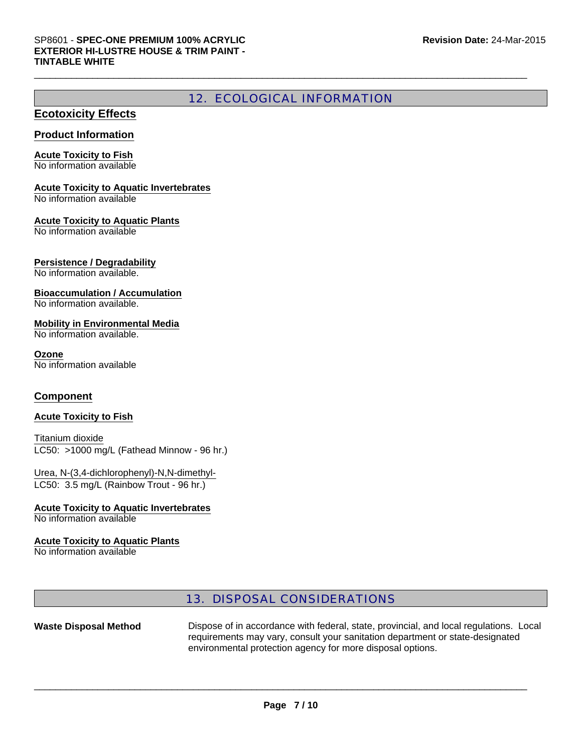## 12. ECOLOGICAL INFORMATION

### Ecotoxicity Effects

#### Product Information

**Acute Toxicity to Fish**
No information available

**Acute Toxicity to Aquatic Invertebrates**
No information available

**Acute Toxicity to Aquatic Plants**
No information available

**Persistence / Degradability**
No information available.

**Bioaccumulation / Accumulation**
No information available.

**Mobility in Environmental Media**
No information available.

**Ozone**
No information available

#### Component

**Acute Toxicity to Fish**

Titanium dioxide
LC50: >1000 mg/L (Fathead Minnow - 96 hr.)

Urea, N-(3,4-dichlorophenyl)-N,N-dimethyl-
LC50: 3.5 mg/L (Rainbow Trout - 96 hr.)

**Acute Toxicity to Aquatic Invertebrates**
No information available

**Acute Toxicity to Aquatic Plants**
No information available

## 13. DISPOSAL CONSIDERATIONS

**Waste Disposal Method** Dispose of in accordance with federal, state, provincial, and local regulations. Local requirements may vary, consult your sanitation department or state-designated environmental protection agency for more disposal options.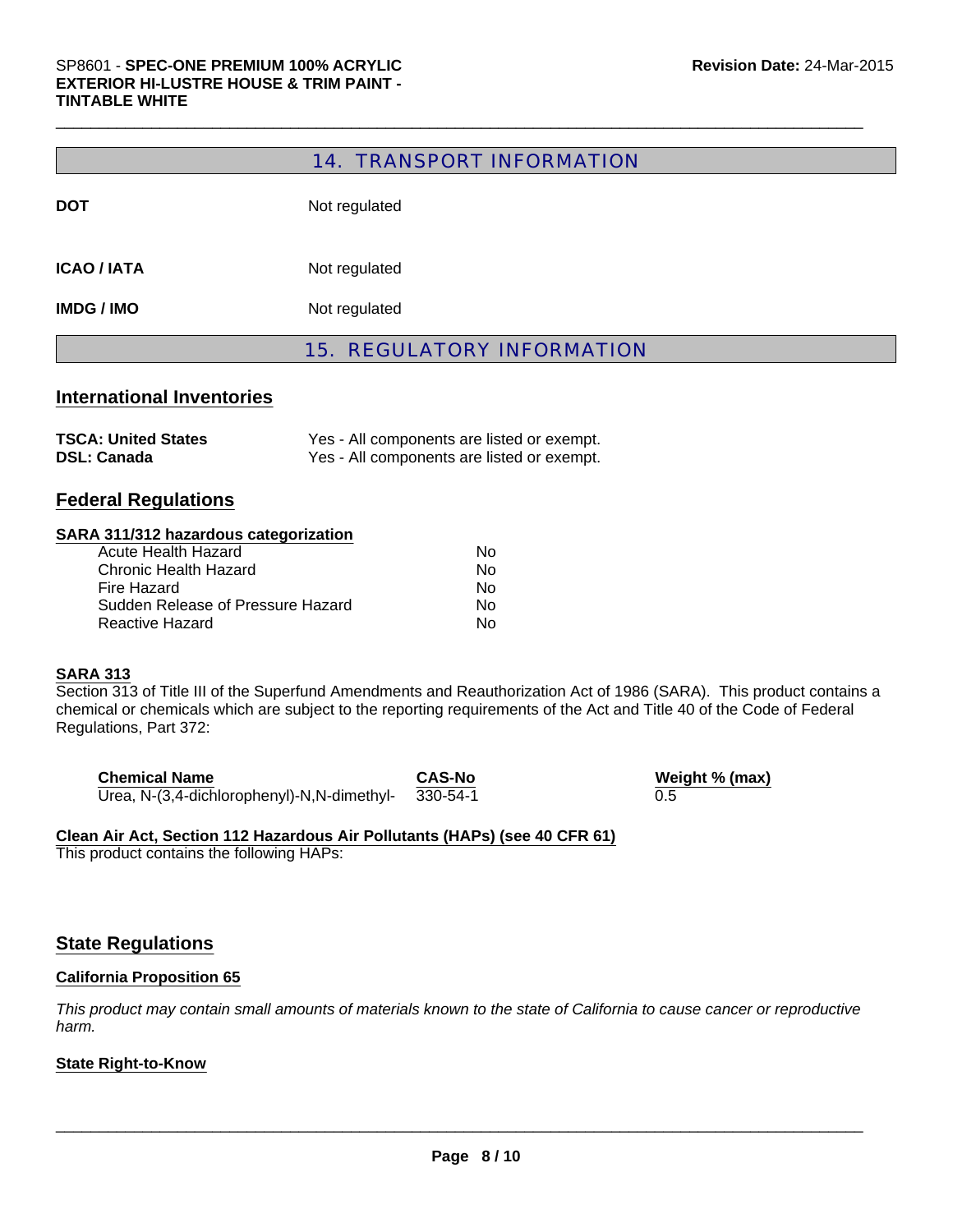## 14. TRANSPORT INFORMATION

| | |
|---|---|
| **DOT** | Not regulated |
| **ICAO / IATA** | Not regulated |
| **IMDG / IMO** | Not regulated |

## 15. REGULATORY INFORMATION

### International Inventories

| | |
|---|---|
| **TSCA: United States** | Yes - All components are listed or exempt. |
| **DSL: Canada** | Yes - All components are listed or exempt. |

### Federal Regulations

**SARA 311/312 hazardous categorization**

| | |
|---|---|
| Acute Health Hazard | No |
| Chronic Health Hazard | No |
| Fire Hazard | No |
| Sudden Release of Pressure Hazard | No |
| Reactive Hazard | No |

**SARA 313**

Section 313 of Title III of the Superfund Amendments and Reauthorization Act of 1986 (SARA). This product contains a chemical or chemicals which are subject to the reporting requirements of the Act and Title 40 of the Code of Federal Regulations, Part 372:

| Chemical Name | CAS-No | Weight % (max) |
|---|---|---|
| Urea, N-(3,4-dichlorophenyl)-N,N-dimethyl- | 330-54-1 | 0.5 |

**Clean Air Act, Section 112 Hazardous Air Pollutants (HAPs) (see 40 CFR 61)**

This product contains the following HAPs:

### State Regulations

**California Proposition 65**

*This product may contain small amounts of materials known to the state of California to cause cancer or reproductive harm.*

**State Right-to-Know**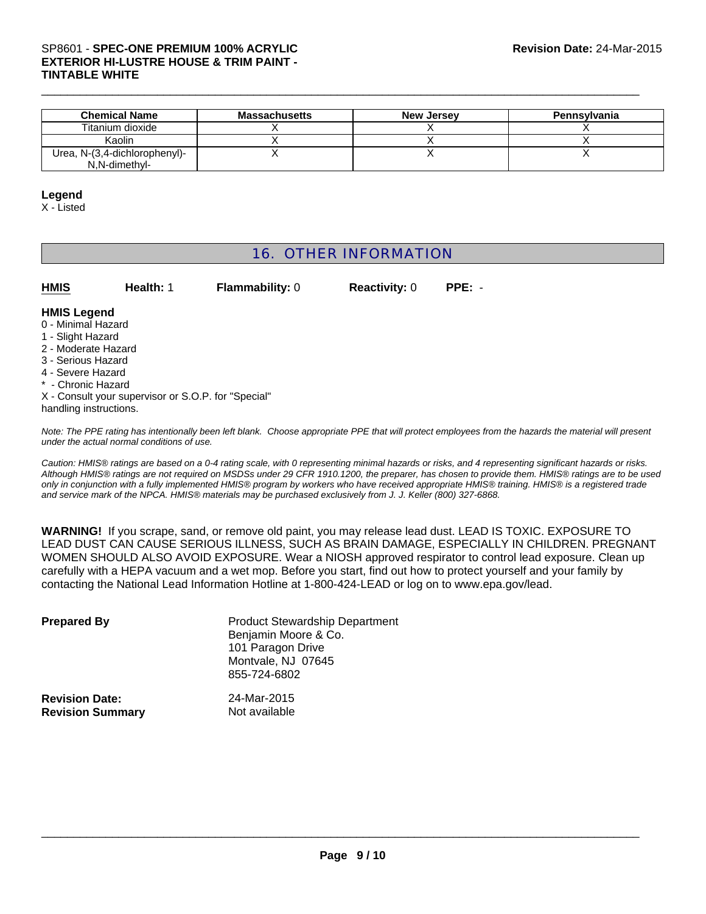| Chemical Name | Massachusetts | New Jersey | Pennsylvania |
| --- | --- | --- | --- |
| Titanium dioxide | X | X | X |
| Kaolin | X | X | X |
| Urea, N-(3,4-dichlorophenyl)-N,N-dimethyl- | X | X | X |

**Legend**
X - Listed

## 16. OTHER INFORMATION

**HMIS** **Health:** 1 **Flammability:** 0 **Reactivity:** 0 **PPE:** -

**HMIS Legend**
0 - Minimal Hazard
1 - Slight Hazard
2 - Moderate Hazard
3 - Serious Hazard
4 - Severe Hazard
* - Chronic Hazard
X - Consult your supervisor or S.O.P. for "Special" handling instructions.

*Note: The PPE rating has intentionally been left blank. Choose appropriate PPE that will protect employees from the hazards the material will present under the actual normal conditions of use.*

*Caution: HMIS® ratings are based on a 0-4 rating scale, with 0 representing minimal hazards or risks, and 4 representing significant hazards or risks. Although HMIS® ratings are not required on MSDSs under 29 CFR 1910.1200, the preparer, has chosen to provide them. HMIS® ratings are to be used only in conjunction with a fully implemented HMIS® program by workers who have received appropriate HMIS® training. HMIS® is a registered trade and service mark of the NPCA. HMIS® materials may be purchased exclusively from J. J. Keller (800) 327-6868.*

**WARNING!** If you scrape, sand, or remove old paint, you may release lead dust. LEAD IS TOXIC. EXPOSURE TO LEAD DUST CAN CAUSE SERIOUS ILLNESS, SUCH AS BRAIN DAMAGE, ESPECIALLY IN CHILDREN. PREGNANT WOMEN SHOULD ALSO AVOID EXPOSURE. Wear a NIOSH approved respirator to control lead exposure. Clean up carefully with a HEPA vacuum and a wet mop. Before you start, find out how to protect yourself and your family by contacting the National Lead Information Hotline at 1-800-424-LEAD or log on to www.epa.gov/lead.

**Prepared By**
Product Stewardship Department
Benjamin Moore & Co.
101 Paragon Drive
Montvale, NJ 07645
855-724-6802

**Revision Date:** 24-Mar-2015
**Revision Summary** Not available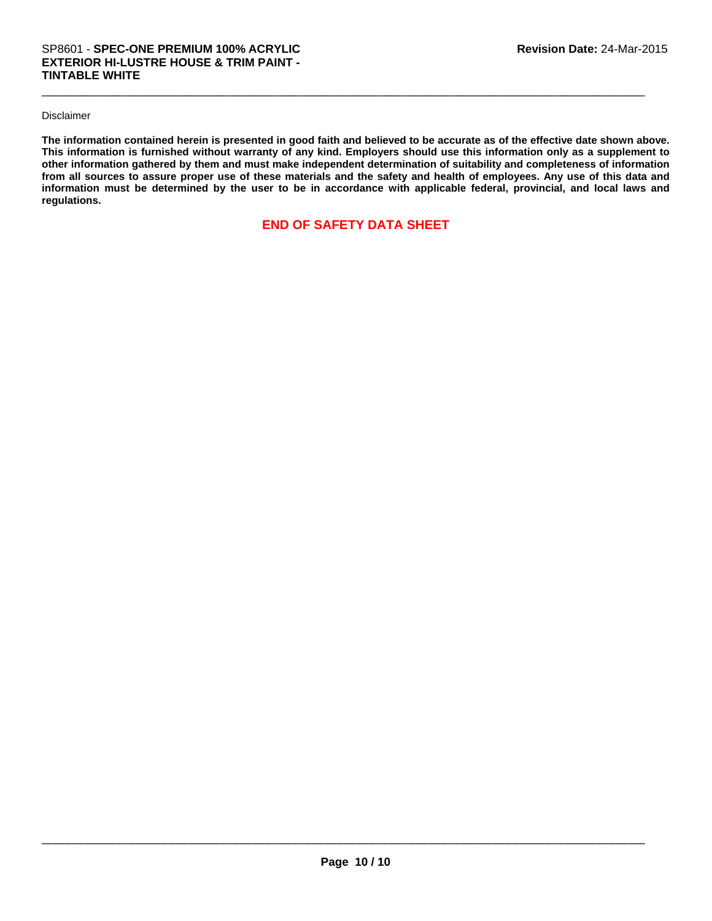Disclaimer

**The information contained herein is presented in good faith and believed to be accurate as of the effective date shown above. This information is furnished without warranty of any kind. Employers should use this information only as a supplement to other information gathered by them and must make independent determination of suitability and completeness of information from all sources to assure proper use of these materials and the safety and health of employees. Any use of this data and information must be determined by the user to be in accordance with applicable federal, provincial, and local laws and regulations.**

**END OF SAFETY DATA SHEET**